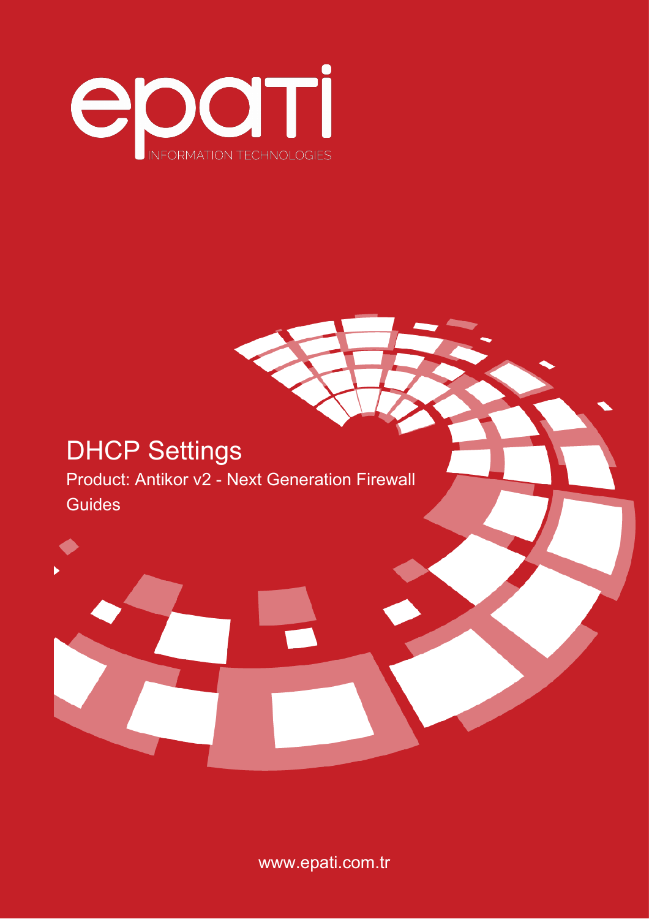epati

INFORMATION TECHNOLOGIES

# DHCP Settings

Product: Antikor v2 - Next Generation Firewall

Guides

www.epati.com.tr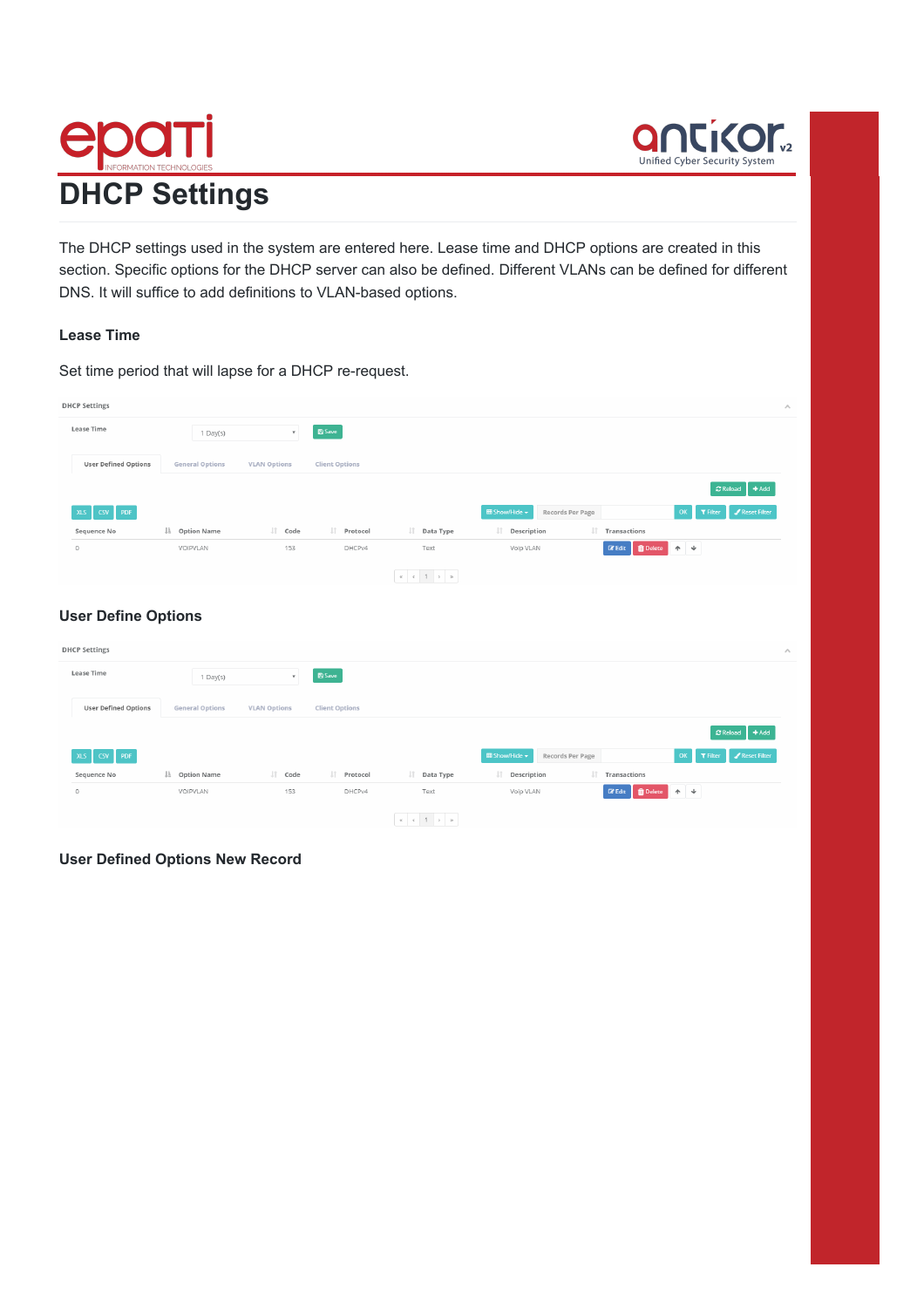# DHCP Settings

The DHCP settings used in the system are entered here. Lease time and DHCP options are created in this section. Specific options for the DHCP server can also be defined. Different VLANs can be defined for different DNS. It will suffice to add definitions to VLAN-based options.

### Lease Time

Set time period that will lapse for a DHCP re-request.

DHCP Settings

Lease Time 1 Day(s) Save

User Defined Options | General Options | VLAN Options | Client Options

| Sequence No | Option Name | Code | Protocol | Data Type | Description | Transactions |
|---|---|---|---|---|---|---|
| 0 | VOIPVLAN | 153 | DHCPv4 | Text | Voip VLAN | Edit Delete |

### User Define Options

DHCP Settings

Lease Time 1 Day(s) Save

User Defined Options | General Options | VLAN Options | Client Options

| Sequence No | Option Name | Code | Protocol | Data Type | Description | Transactions |
|---|---|---|---|---|---|---|
| 0 | VOIPVLAN | 153 | DHCPv4 | Text | Voip VLAN | Edit Delete |

### User Defined Options New Record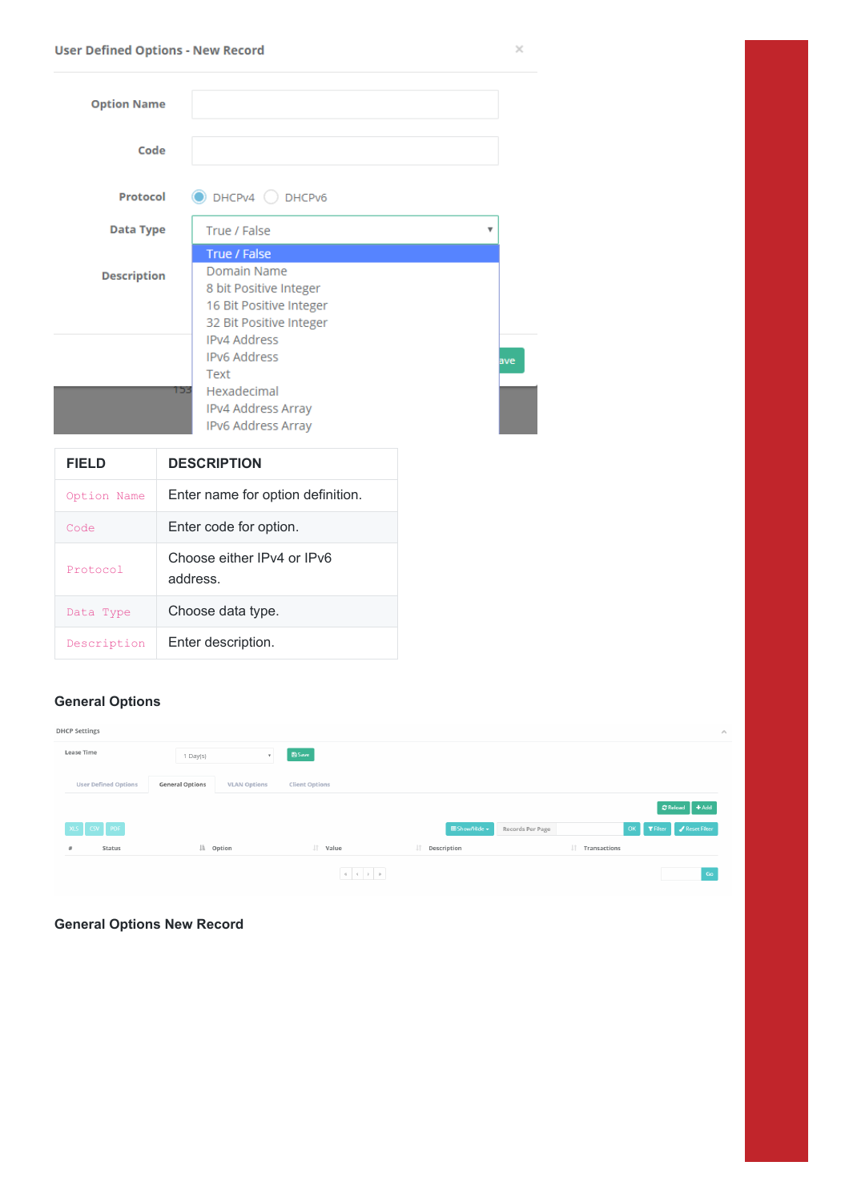| FIELD | DESCRIPTION |
| --- | --- |
| Option Name | Enter name for option definition. |
| Code | Enter code for option. |
| Protocol | Choose either IPv4 or IPv6 address. |
| Data Type | Choose data type. |
| Description | Enter description. |

### General Options

### General Options New Record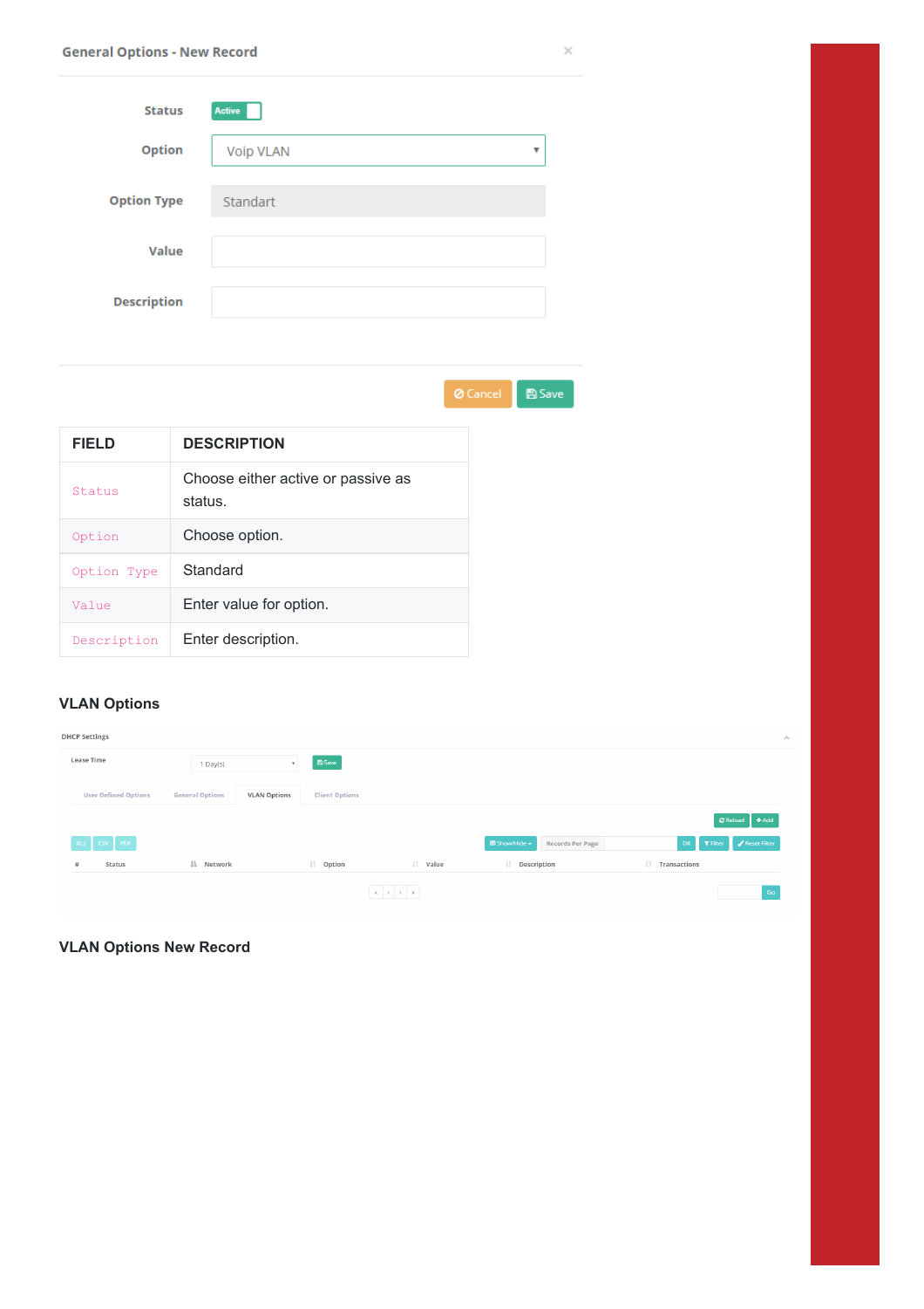General Options - New Record

| | |
|---|---|
| Status | Active |
| Option | Voip VLAN |
| Option Type | Standart |
| Value | |
| Description | |

Cancel Save

| FIELD | DESCRIPTION |
|---|---|
| Status | Choose either active or passive as status. |
| Option | Choose option. |
| Option Type | Standard |
| Value | Enter value for option. |
| Description | Enter description. |

### VLAN Options

DHCP Settings

Lease Time 1 Day(s) Save

User Defined Options General Options VLAN Options Client Options

Reload Add

XLS CSV PDF Show/Hide Records Per Page OK Filter Reset Filter

| # | Status | Network | Option | Value | Description | Transactions |
|---|---|---|---|---|---|---|

Go

### VLAN Options New Record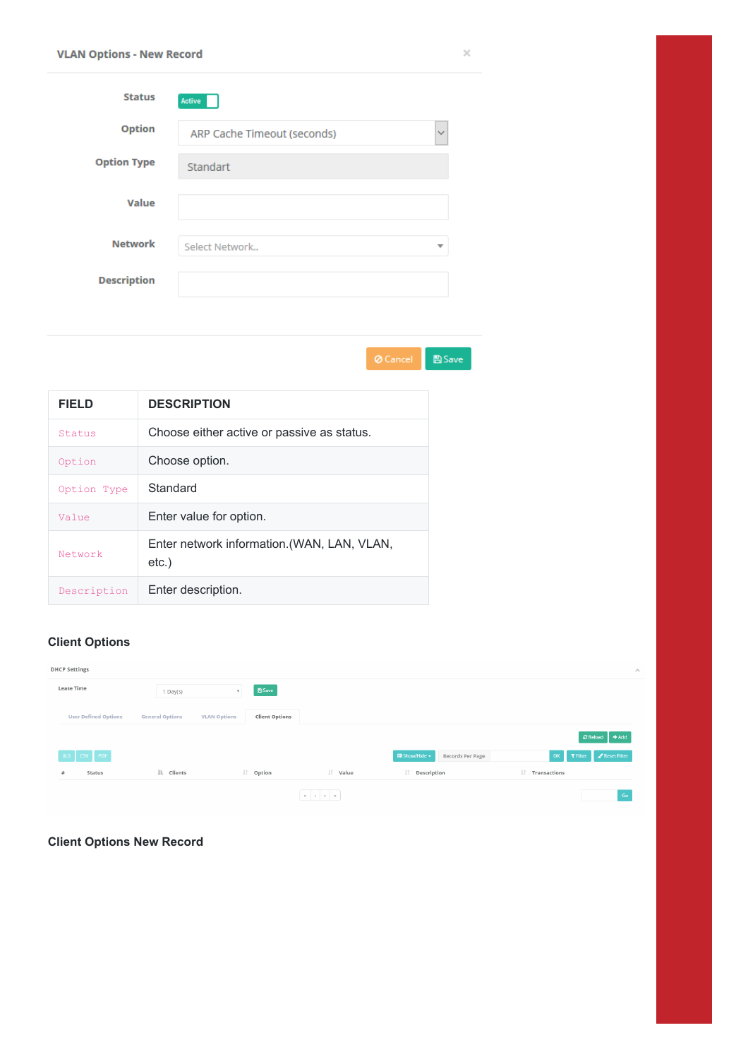VLAN Options - New Record

Status: Active

Option: ARP Cache Timeout (seconds)

Option Type: Standart

Value

Network: Select Network..

Description

Cancel | Save

| FIELD | DESCRIPTION |
|---|---|
| Status | Choose either active or passive as status. |
| Option | Choose option. |
| Option Type | Standard |
| Value | Enter value for option. |
| Network | Enter network information.(WAN, LAN, VLAN, etc.) |
| Description | Enter description. |

### Client Options

DHCP Settings

Lease Time: 1 Day(s) | Save

User Defined Options | General Options | VLAN Options | Client Options

Reload | Add

XLS | CSV | PDF | Show/Hide | Records Per Page | OK | Filter | Reset Filter

| # | Status | Clients | Option | Value | Description | Transactions |
|---|---|---|---|---|---|---|

Go

### Client Options New Record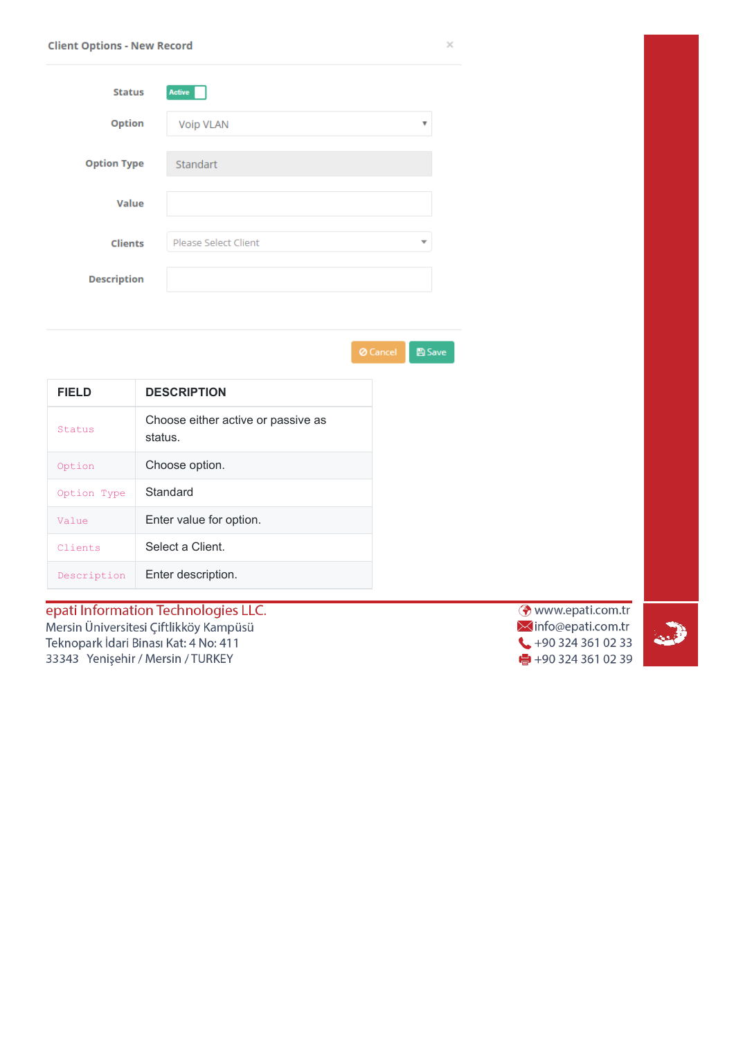Client Options - New Record

Status: Active

Option: Voip VLAN

Option Type: Standart

Value

Clients: Please Select Client

Description

Cancel Save

| FIELD | DESCRIPTION |
|---|---|
| `Status` | Choose either active or passive as status. |
| `Option` | Choose option. |
| `Option Type` | Standard |
| `Value` | Enter value for option. |
| `Clients` | Select a Client. |
| `Description` | Enter description. |